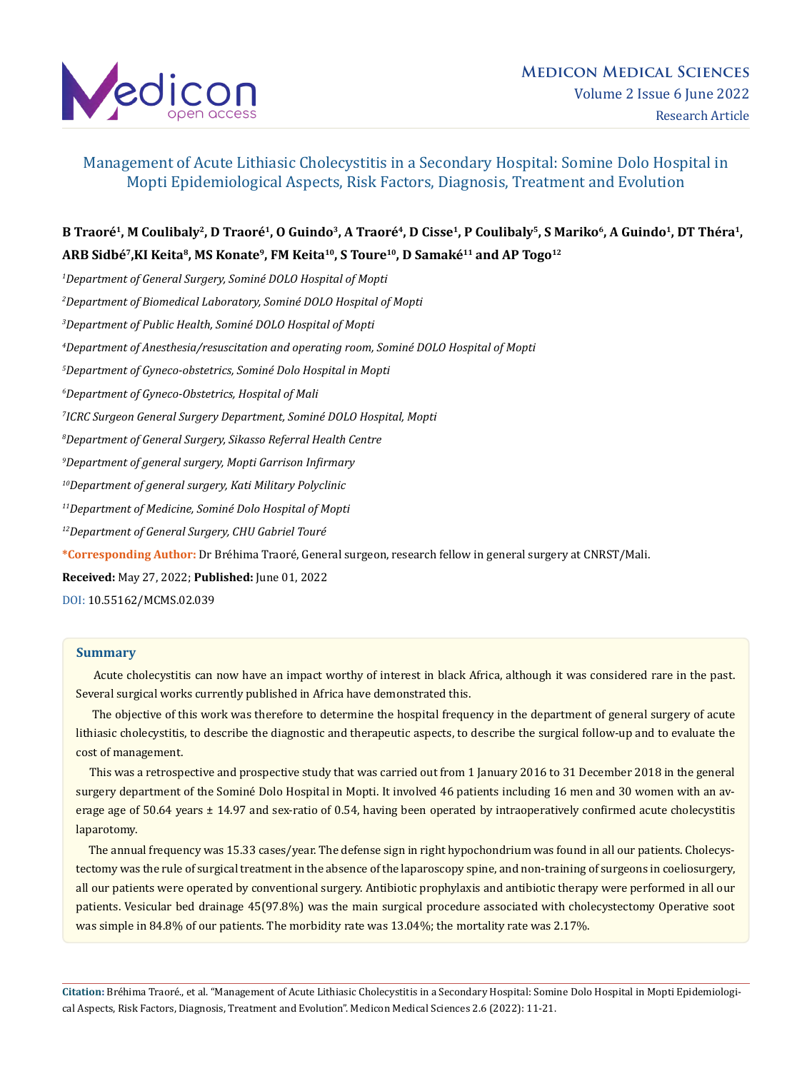# Management of Acute Lithiasic Cholecystitis in a Secondary Hospital: Somine Dolo Hospital in Mopti Epidemiological Aspects, Risk Factors, Diagnosis, Treatment and Evolution

**B Traoré[1], M Coulibaly[2], D Traoré[1], O Guindo[3], A Traoré[4], D Cisse[1], P Coulibaly[5], S Mariko[6], A Guindo[1], DT Théra[1], ARB Sidbé[7],KI Keita[8], MS Konate[9], FM Keita[10], S Toure[10], D Samaké[11] and AP Togo[12]**

[1]*Department of General Surgery, Sominé DOLO Hospital of Mopti*

[2]*Department of Biomedical Laboratory, Sominé DOLO Hospital of Mopti*

[3]*Department of Public Health, Sominé DOLO Hospital of Mopti*

[4]*Department of Anesthesia/resuscitation and operating room, Sominé DOLO Hospital of Mopti*

[5]*Department of Gyneco-obstetrics, Sominé Dolo Hospital in Mopti*

[6]*Department of Gyneco-Obstetrics, Hospital of Mali*

[7]*ICRC Surgeon General Surgery Department, Sominé DOLO Hospital, Mopti*

[8]*Department of General Surgery, Sikasso Referral Health Centre*

[9]*Department of general surgery, Mopti Garrison Infirmary*

[10]*Department of general surgery, Kati Military Polyclinic*

[11]*Department of Medicine, Sominé Dolo Hospital of Mopti*

[12]*Department of General Surgery, CHU Gabriel Touré*

**\*Corresponding Author:** Dr Bréhima Traoré, General surgeon, research fellow in general surgery at CNRST/Mali.

**Received:** May 27, 2022; **Published:** June 01, 2022

DOI: 10.55162/MCMS.02.039

## Summary

Acute cholecystitis can now have an impact worthy of interest in black Africa, although it was considered rare in the past. Several surgical works currently published in Africa have demonstrated this.

The objective of this work was therefore to determine the hospital frequency in the department of general surgery of acute lithiasic cholecystitis, to describe the diagnostic and therapeutic aspects, to describe the surgical follow-up and to evaluate the cost of management.

This was a retrospective and prospective study that was carried out from 1 January 2016 to 31 December 2018 in the general surgery department of the Sominé Dolo Hospital in Mopti. It involved 46 patients including 16 men and 30 women with an average age of 50.64 years ± 14.97 and sex-ratio of 0.54, having been operated by intraoperatively confirmed acute cholecystitis laparotomy.

The annual frequency was 15.33 cases/year. The defense sign in right hypochondrium was found in all our patients. Cholecystectomy was the rule of surgical treatment in the absence of the laparoscopy spine, and non-training of surgeons in coeliosurgery, all our patients were operated by conventional surgery. Antibiotic prophylaxis and antibiotic therapy were performed in all our patients. Vesicular bed drainage 45(97.8%) was the main surgical procedure associated with cholecystectomy Operative soot was simple in 84.8% of our patients. The morbidity rate was 13.04%; the mortality rate was 2.17%.

**Citation:** Bréhima Traoré., et al. "Management of Acute Lithiasic Cholecystitis in a Secondary Hospital: Somine Dolo Hospital in Mopti Epidemiological Aspects, Risk Factors, Diagnosis, Treatment and Evolution". Medicon Medical Sciences 2.6 (2022): 11-21.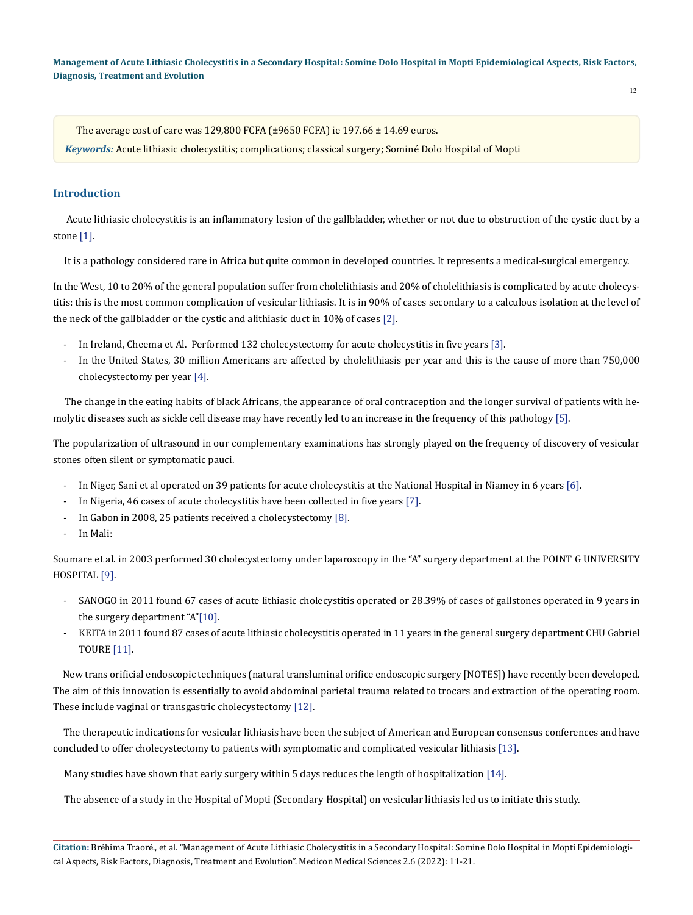The average cost of care was 129,800 FCFA (±9650 FCFA) ie 197.66 ± 14.69 euros.

***Keywords:*** Acute lithiasic cholecystitis; complications; classical surgery; Sominé Dolo Hospital of Mopti

## Introduction

Acute lithiasic cholecystitis is an inflammatory lesion of the gallbladder, whether or not due to obstruction of the cystic duct by a stone [1].

It is a pathology considered rare in Africa but quite common in developed countries. It represents a medical-surgical emergency.

In the West, 10 to 20% of the general population suffer from cholelithiasis and 20% of cholelithiasis is complicated by acute cholecystitis: this is the most common complication of vesicular lithiasis. It is in 90% of cases secondary to a calculous isolation at the level of the neck of the gallbladder or the cystic and alithiasic duct in 10% of cases [2].

- In Ireland, Cheema et Al. Performed 132 cholecystectomy for acute cholecystitis in five years [3].
- In the United States, 30 million Americans are affected by cholelithiasis per year and this is the cause of more than 750,000 cholecystectomy per year [4].

The change in the eating habits of black Africans, the appearance of oral contraception and the longer survival of patients with hemolytic diseases such as sickle cell disease may have recently led to an increase in the frequency of this pathology [5].

The popularization of ultrasound in our complementary examinations has strongly played on the frequency of discovery of vesicular stones often silent or symptomatic pauci.

- In Niger, Sani et al operated on 39 patients for acute cholecystitis at the National Hospital in Niamey in 6 years [6].
- In Nigeria, 46 cases of acute cholecystitis have been collected in five years [7].
- In Gabon in 2008, 25 patients received a cholecystectomy [8].
- In Mali:

Soumare et al. in 2003 performed 30 cholecystectomy under laparoscopy in the "A" surgery department at the POINT G UNIVERSITY HOSPITAL [9].

- SANOGO in 2011 found 67 cases of acute lithiasic cholecystitis operated or 28.39% of cases of gallstones operated in 9 years in the surgery department "A"[10].
- KEITA in 2011 found 87 cases of acute lithiasic cholecystitis operated in 11 years in the general surgery department CHU Gabriel TOURE [11].

New trans orificial endoscopic techniques (natural transluminal orifice endoscopic surgery [NOTES]) have recently been developed. The aim of this innovation is essentially to avoid abdominal parietal trauma related to trocars and extraction of the operating room. These include vaginal or transgastric cholecystectomy [12].

The therapeutic indications for vesicular lithiasis have been the subject of American and European consensus conferences and have concluded to offer cholecystectomy to patients with symptomatic and complicated vesicular lithiasis [13].

Many studies have shown that early surgery within 5 days reduces the length of hospitalization [14].

The absence of a study in the Hospital of Mopti (Secondary Hospital) on vesicular lithiasis led us to initiate this study.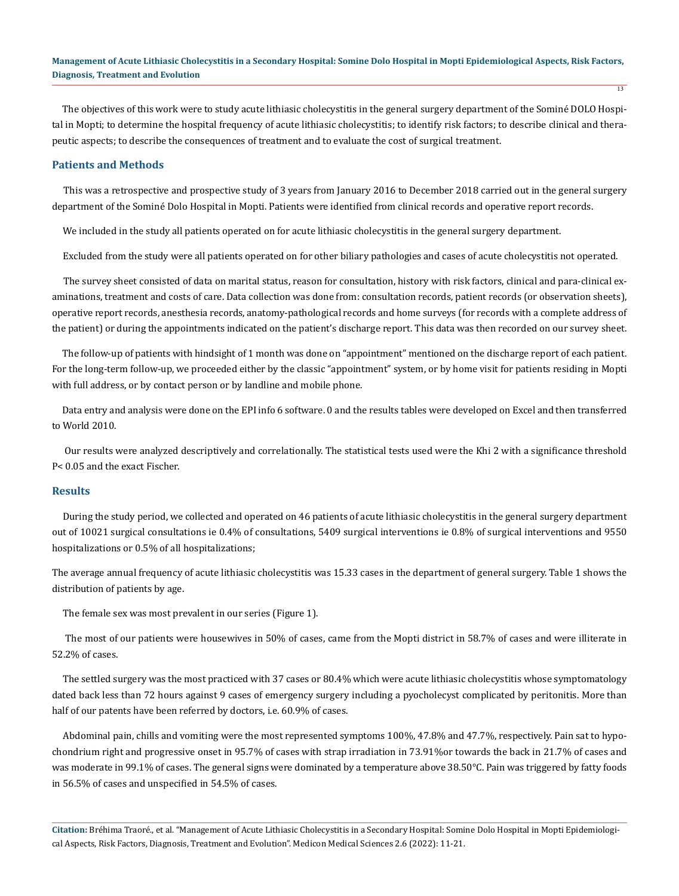The objectives of this work were to study acute lithiasic cholecystitis in the general surgery department of the Sominé DOLO Hospital in Mopti; to determine the hospital frequency of acute lithiasic cholecystitis; to identify risk factors; to describe clinical and therapeutic aspects; to describe the consequences of treatment and to evaluate the cost of surgical treatment.

## Patients and Methods

This was a retrospective and prospective study of 3 years from January 2016 to December 2018 carried out in the general surgery department of the Sominé Dolo Hospital in Mopti. Patients were identified from clinical records and operative report records.

We included in the study all patients operated on for acute lithiasic cholecystitis in the general surgery department.

Excluded from the study were all patients operated on for other biliary pathologies and cases of acute cholecystitis not operated.

The survey sheet consisted of data on marital status, reason for consultation, history with risk factors, clinical and para-clinical examinations, treatment and costs of care. Data collection was done from: consultation records, patient records (or observation sheets), operative report records, anesthesia records, anatomy-pathological records and home surveys (for records with a complete address of the patient) or during the appointments indicated on the patient's discharge report. This data was then recorded on our survey sheet.

The follow-up of patients with hindsight of 1 month was done on "appointment" mentioned on the discharge report of each patient. For the long-term follow-up, we proceeded either by the classic "appointment" system, or by home visit for patients residing in Mopti with full address, or by contact person or by landline and mobile phone.

Data entry and analysis were done on the EPI info 6 software. 0 and the results tables were developed on Excel and then transferred to World 2010.

Our results were analyzed descriptively and correlationally. The statistical tests used were the Khi 2 with a significance threshold $P< 0.05$ and the exact Fischer.

## Results

During the study period, we collected and operated on 46 patients of acute lithiasic cholecystitis in the general surgery department out of 10021 surgical consultations ie 0.4% of consultations, 5409 surgical interventions ie 0.8% of surgical interventions and 9550 hospitalizations or 0.5% of all hospitalizations;

The average annual frequency of acute lithiasic cholecystitis was 15.33 cases in the department of general surgery. Table 1 shows the distribution of patients by age.

The female sex was most prevalent in our series (Figure 1).

The most of our patients were housewives in 50% of cases, came from the Mopti district in 58.7% of cases and were illiterate in 52.2% of cases.

The settled surgery was the most practiced with 37 cases or 80.4% which were acute lithiasic cholecystitis whose symptomatology dated back less than 72 hours against 9 cases of emergency surgery including a pyocholecyst complicated by peritonitis. More than half of our patents have been referred by doctors, i.e. 60.9% of cases.

Abdominal pain, chills and vomiting were the most represented symptoms 100%, 47.8% and 47.7%, respectively. Pain sat to hypochondrium right and progressive onset in 95.7% of cases with strap irradiation in 73.91%or towards the back in 21.7% of cases and was moderate in 99.1% of cases. The general signs were dominated by a temperature above 38.50°C. Pain was triggered by fatty foods in 56.5% of cases and unspecified in 54.5% of cases.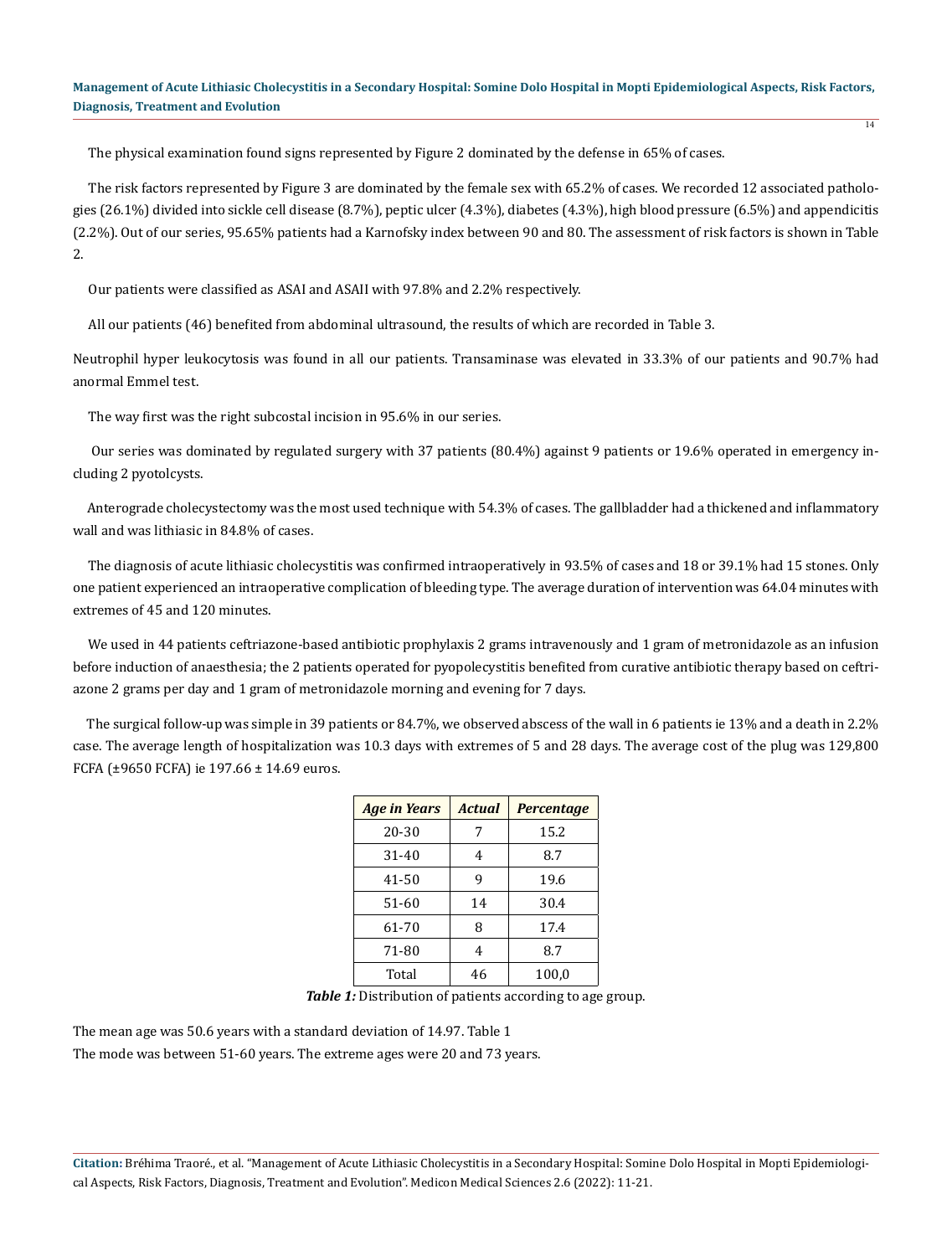The physical examination found signs represented by Figure 2 dominated by the defense in 65% of cases.

The risk factors represented by Figure 3 are dominated by the female sex with 65.2% of cases. We recorded 12 associated pathologies (26.1%) divided into sickle cell disease (8.7%), peptic ulcer (4.3%), diabetes (4.3%), high blood pressure (6.5%) and appendicitis (2.2%). Out of our series, 95.65% patients had a Karnofsky index between 90 and 80. The assessment of risk factors is shown in Table 2.

Our patients were classified as ASAI and ASAII with 97.8% and 2.2% respectively.

All our patients (46) benefited from abdominal ultrasound, the results of which are recorded in Table 3.

Neutrophil hyper leukocytosis was found in all our patients. Transaminase was elevated in 33.3% of our patients and 90.7% had anormal Emmel test.

The way first was the right subcostal incision in 95.6% in our series.

Our series was dominated by regulated surgery with 37 patients (80.4%) against 9 patients or 19.6% operated in emergency including 2 pyotolcysts.

Anterograde cholecystectomy was the most used technique with 54.3% of cases. The gallbladder had a thickened and inflammatory wall and was lithiasic in 84.8% of cases.

The diagnosis of acute lithiasic cholecystitis was confirmed intraoperatively in 93.5% of cases and 18 or 39.1% had 15 stones. Only one patient experienced an intraoperative complication of bleeding type. The average duration of intervention was 64.04 minutes with extremes of 45 and 120 minutes.

We used in 44 patients ceftriazone-based antibiotic prophylaxis 2 grams intravenously and 1 gram of metronidazole as an infusion before induction of anaesthesia; the 2 patients operated for pyopolecystitis benefited from curative antibiotic therapy based on ceftriazone 2 grams per day and 1 gram of metronidazole morning and evening for 7 days.

The surgical follow-up was simple in 39 patients or 84.7%, we observed abscess of the wall in 6 patients ie 13% and a death in 2.2% case. The average length of hospitalization was 10.3 days with extremes of 5 and 28 days. The average cost of the plug was 129,800 FCFA (±9650 FCFA) ie 197.66 ± 14.69 euros.

| *Age in Years* | *Actual* | *Percentage* |
|---|---|---|
| 20-30 | 7 | 15.2 |
| 31-40 | 4 | 8.7 |
| 41-50 | 9 | 19.6 |
| 51-60 | 14 | 30.4 |
| 61-70 | 8 | 17.4 |
| 71-80 | 4 | 8.7 |
| Total | 46 | 100,0 |

***Table 1:*** Distribution of patients according to age group.

The mean age was 50.6 years with a standard deviation of 14.97. Table 1
The mode was between 51-60 years. The extreme ages were 20 and 73 years.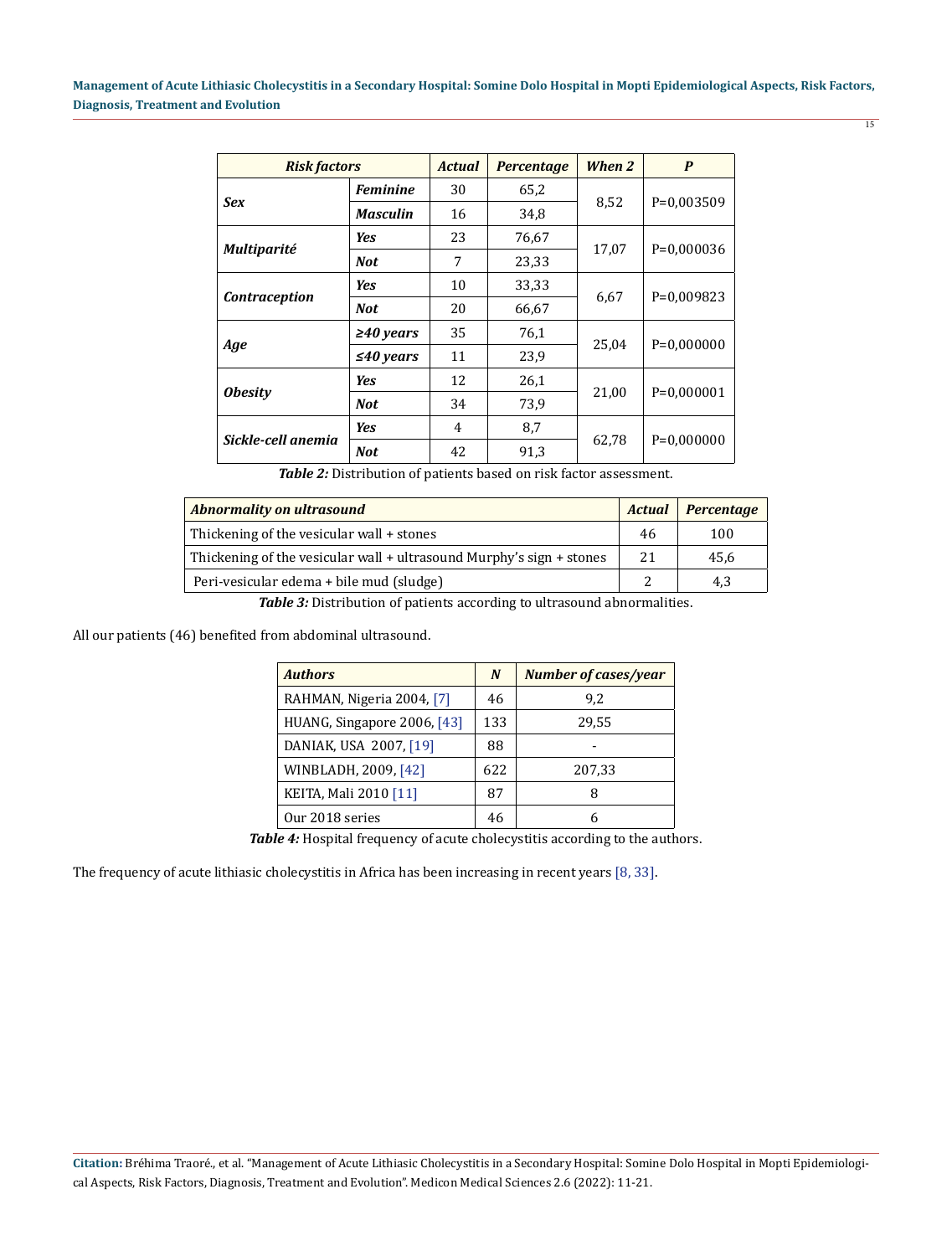| Risk factors | | Actual | Percentage | When 2 | P |
|---|---|---|---|---|---|
| **Sex** | **Feminine** | 30 | 65,2 | 8,52 | P=0,003509 |
| | **Masculin** | 16 | 34,8 | | |
| **Multiparité** | **Yes** | 23 | 76,67 | 17,07 | P=0,000036 |
| | **Not** | 7 | 23,33 | | |
| **Contraception** | **Yes** | 10 | 33,33 | 6,67 | P=0,009823 |
| | **Not** | 20 | 66,67 | | |
| **Age** | **≥40 years** | 35 | 76,1 | 25,04 | P=0,000000 |
| | **≤40 years** | 11 | 23,9 | | |
| **Obesity** | **Yes** | 12 | 26,1 | 21,00 | P=0,000001 |
| | **Not** | 34 | 73,9 | | |
| **Sickle-cell anemia** | **Yes** | 4 | 8,7 | 62,78 | P=0,000000 |
| | **Not** | 42 | 91,3 | | |

***Table 2:*** Distribution of patients based on risk factor assessment.

| Abnormality on ultrasound | Actual | Percentage |
|---|---|---|
| Thickening of the vesicular wall + stones | 46 | 100 |
| Thickening of the vesicular wall + ultrasound Murphy's sign + stones | 21 | 45,6 |
| Peri-vesicular edema + bile mud (sludge) | 2 | 4,3 |

***Table 3:*** Distribution of patients according to ultrasound abnormalities.

All our patients (46) benefited from abdominal ultrasound.

| Authors | N | Number of cases/year |
|---|---|---|
| RAHMAN, Nigeria 2004, [7] | 46 | 9,2 |
| HUANG, Singapore 2006, [43] | 133 | 29,55 |
| DANIAK, USA 2007, [19] | 88 | - |
| WINBLADH, 2009, [42] | 622 | 207,33 |
| KEITA, Mali 2010 [11] | 87 | 8 |
| Our 2018 series | 46 | 6 |

***Table 4:*** Hospital frequency of acute cholecystitis according to the authors.

The frequency of acute lithiasic cholecystitis in Africa has been increasing in recent years [8, 33].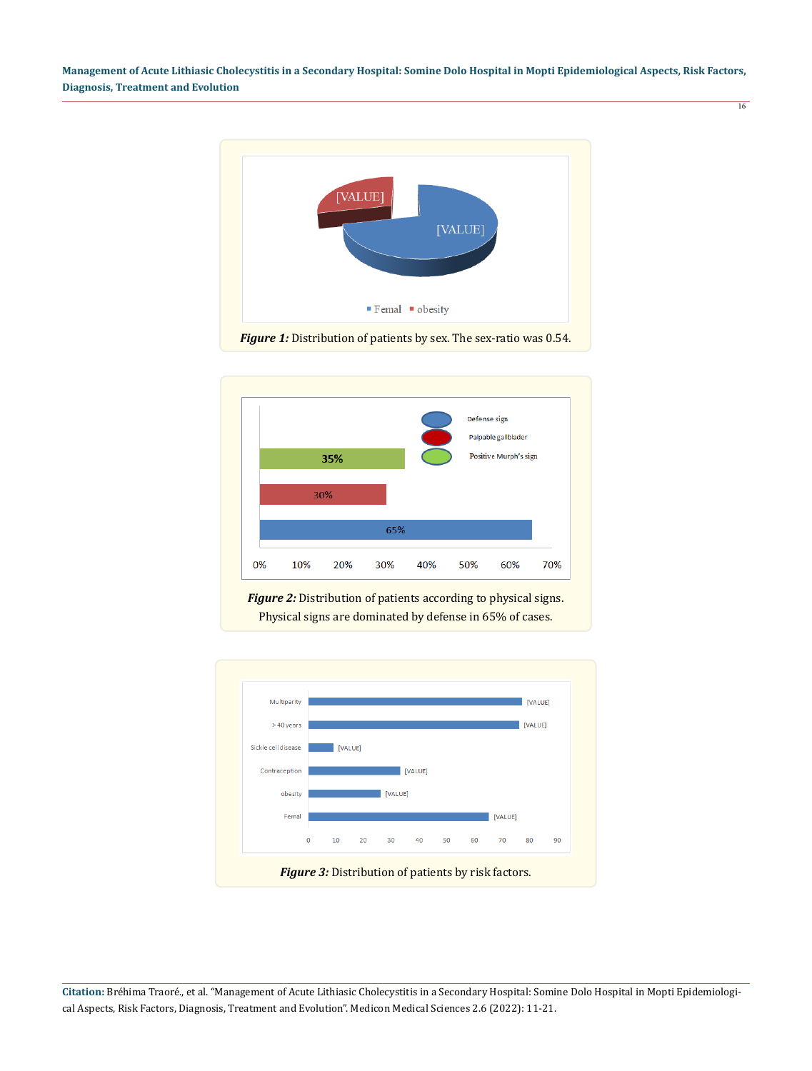*Figure 1:* Distribution of patients by sex. The sex-ratio was 0.54.

*Figure 2:* Distribution of patients according to physical signs. Physical signs are dominated by defense in 65% of cases.

*Figure 3:* Distribution of patients by risk factors.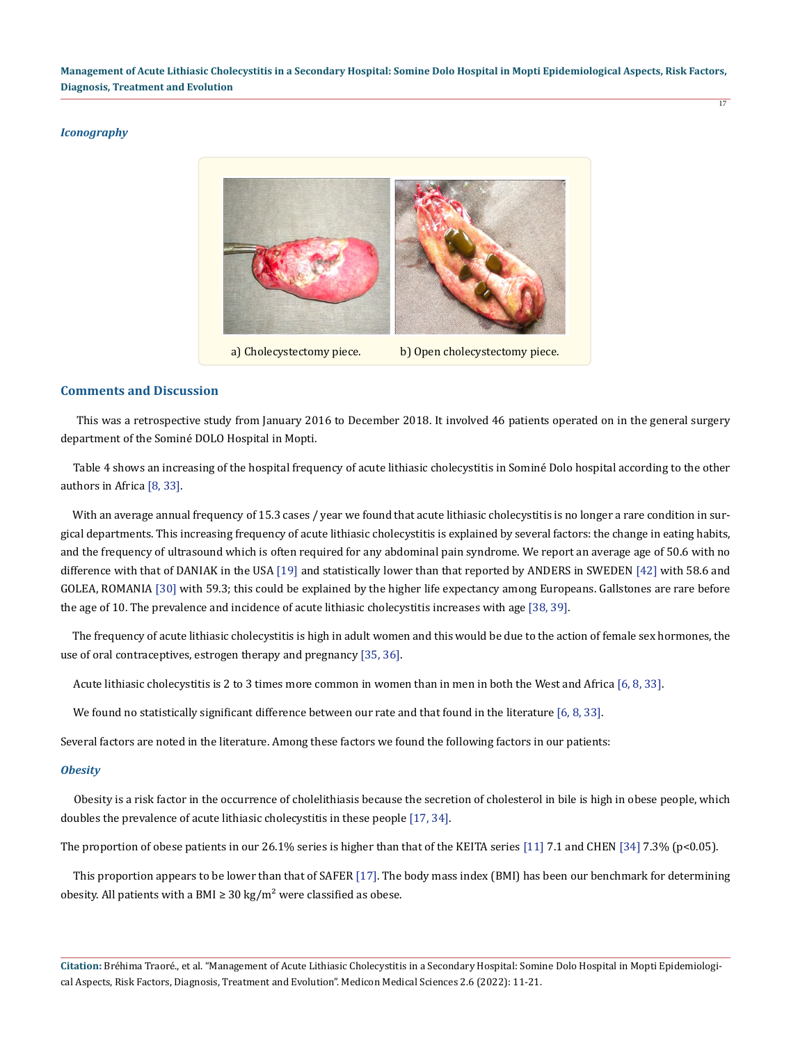### *Iconography*

a) Cholecystectomy piece. b) Open cholecystectomy piece.

## Comments and Discussion

This was a retrospective study from January 2016 to December 2018. It involved 46 patients operated on in the general surgery department of the Sominé DOLO Hospital in Mopti.

Table 4 shows an increasing of the hospital frequency of acute lithiasic cholecystitis in Sominé Dolo hospital according to the other authors in Africa [8, 33].

With an average annual frequency of 15.3 cases / year we found that acute lithiasic cholecystitis is no longer a rare condition in surgical departments. This increasing frequency of acute lithiasic cholecystitis is explained by several factors: the change in eating habits, and the frequency of ultrasound which is often required for any abdominal pain syndrome. We report an average age of 50.6 with no difference with that of DANIAK in the USA [19] and statistically lower than that reported by ANDERS in SWEDEN [42] with 58.6 and GOLEA, ROMANIA [30] with 59.3; this could be explained by the higher life expectancy among Europeans. Gallstones are rare before the age of 10. The prevalence and incidence of acute lithiasic cholecystitis increases with age [38, 39].

The frequency of acute lithiasic cholecystitis is high in adult women and this would be due to the action of female sex hormones, the use of oral contraceptives, estrogen therapy and pregnancy [35, 36].

Acute lithiasic cholecystitis is 2 to 3 times more common in women than in men in both the West and Africa [6, 8, 33].

We found no statistically significant difference between our rate and that found in the literature [6, 8, 33].

Several factors are noted in the literature. Among these factors we found the following factors in our patients:

### *Obesity*

Obesity is a risk factor in the occurrence of cholelithiasis because the secretion of cholesterol in bile is high in obese people, which doubles the prevalence of acute lithiasic cholecystitis in these people [17, 34].

The proportion of obese patients in our 26.1% series is higher than that of the KEITA series [11] 7.1 and CHEN [34] 7.3% ($p<0.05$).

This proportion appears to be lower than that of SAFER [17]. The body mass index (BMI) has been our benchmark for determining obesity. All patients with a BMI ≥ 30 kg/m² were classified as obese.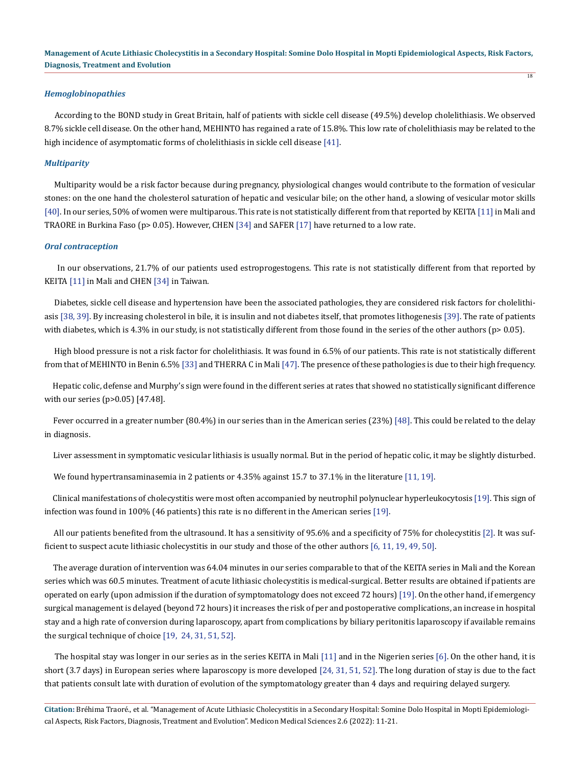### *Hemoglobinopathies*

According to the BOND study in Great Britain, half of patients with sickle cell disease (49.5%) develop cholelithiasis. We observed 8.7% sickle cell disease. On the other hand, MEHINTO has regained a rate of 15.8%. This low rate of cholelithiasis may be related to the high incidence of asymptomatic forms of cholelithiasis in sickle cell disease [41].

### *Multiparity*

Multiparity would be a risk factor because during pregnancy, physiological changes would contribute to the formation of vesicular stones: on the one hand the cholesterol saturation of hepatic and vesicular bile; on the other hand, a slowing of vesicular motor skills [40]. In our series, 50% of women were multiparous. This rate is not statistically different from that reported by KEITA [11] in Mali and TRAORE in Burkina Faso ($p > 0.05$). However, CHEN [34] and SAFER [17] have returned to a low rate.

### *Oral contraception*

In our observations, 21.7% of our patients used estroprogestogens. This rate is not statistically different from that reported by KEITA [11] in Mali and CHEN [34] in Taiwan.

Diabetes, sickle cell disease and hypertension have been the associated pathologies, they are considered risk factors for cholelithiasis [38, 39]. By increasing cholesterol in bile, it is insulin and not diabetes itself, that promotes lithogenesis [39]. The rate of patients with diabetes, which is 4.3% in our study, is not statistically different from those found in the series of the other authors ($p > 0.05$).

High blood pressure is not a risk factor for cholelithiasis. It was found in 6.5% of our patients. This rate is not statistically different from that of MEHINTO in Benin 6.5% [33] and THERRA C in Mali [47]. The presence of these pathologies is due to their high frequency.

Hepatic colic, defense and Murphy's sign were found in the different series at rates that showed no statistically significant difference with our series ($p > 0.05$) [47.48].

Fever occurred in a greater number (80.4%) in our series than in the American series (23%) [48]. This could be related to the delay in diagnosis.

Liver assessment in symptomatic vesicular lithiasis is usually normal. But in the period of hepatic colic, it may be slightly disturbed.

We found hypertransaminasemia in 2 patients or 4.35% against 15.7 to 37.1% in the literature [11, 19].

Clinical manifestations of cholecystitis were most often accompanied by neutrophil polynuclear hyperleukocytosis [19]. This sign of infection was found in 100% (46 patients) this rate is no different in the American series [19].

All our patients benefited from the ultrasound. It has a sensitivity of 95.6% and a specificity of 75% for cholecystitis [2]. It was sufficient to suspect acute lithiasic cholecystitis in our study and those of the other authors [6, 11, 19, 49, 50].

The average duration of intervention was 64.04 minutes in our series comparable to that of the KEITA series in Mali and the Korean series which was 60.5 minutes. Treatment of acute lithiasic cholecystitis is medical-surgical. Better results are obtained if patients are operated on early (upon admission if the duration of symptomatology does not exceed 72 hours) [19]. On the other hand, if emergency surgical management is delayed (beyond 72 hours) it increases the risk of per and postoperative complications, an increase in hospital stay and a high rate of conversion during laparoscopy, apart from complications by biliary peritonitis laparoscopy if available remains the surgical technique of choice [19, 24, 31, 51, 52].

The hospital stay was longer in our series as in the series KEITA in Mali [11] and in the Nigerien series [6]. On the other hand, it is short (3.7 days) in European series where laparoscopy is more developed [24, 31, 51, 52]. The long duration of stay is due to the fact that patients consult late with duration of evolution of the symptomatology greater than 4 days and requiring delayed surgery.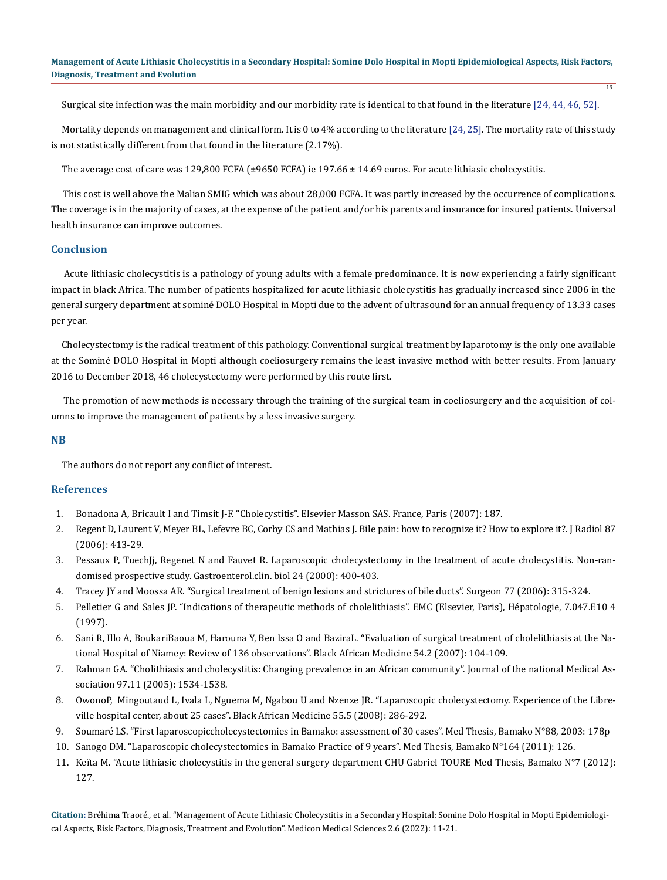Surgical site infection was the main morbidity and our morbidity rate is identical to that found in the literature [24, 44, 46, 52].

Mortality depends on management and clinical form. It is 0 to 4% according to the literature [24, 25]. The mortality rate of this study is not statistically different from that found in the literature (2.17%).

The average cost of care was 129,800 FCFA (±9650 FCFA) ie 197.66 ± 14.69 euros. For acute lithiasic cholecystitis.

This cost is well above the Malian SMIG which was about 28,000 FCFA. It was partly increased by the occurrence of complications. The coverage is in the majority of cases, at the expense of the patient and/or his parents and insurance for insured patients. Universal health insurance can improve outcomes.

## Conclusion

Acute lithiasic cholecystitis is a pathology of young adults with a female predominance. It is now experiencing a fairly significant impact in black Africa. The number of patients hospitalized for acute lithiasic cholecystitis has gradually increased since 2006 in the general surgery department at sominé DOLO Hospital in Mopti due to the advent of ultrasound for an annual frequency of 13.33 cases per year.

Cholecystectomy is the radical treatment of this pathology. Conventional surgical treatment by laparotomy is the only one available at the Sominé DOLO Hospital in Mopti although coeliosurgery remains the least invasive method with better results. From January 2016 to December 2018, 46 cholecystectomy were performed by this route first.

The promotion of new methods is necessary through the training of the surgical team in coeliosurgery and the acquisition of columns to improve the management of patients by a less invasive surgery.

## NB

The authors do not report any conflict of interest.

## References

1. Bonadona A, Bricault I and Timsit J-F. "Cholecystitis". Elsevier Masson SAS. France, Paris (2007): 187.
2. Regent D, Laurent V, Meyer BL, Lefevre BC, Corby CS and Mathias J. Bile pain: how to recognize it? How to explore it?. J Radiol 87 (2006): 413-29.
3. Pessaux P, TuechJj, Regenet N and Fauvet R. Laparoscopic cholecystectomy in the treatment of acute cholecystitis. Non-randomised prospective study. Gastroenterol.clin. biol 24 (2000): 400-403.
4. Tracey JY and Moossa AR. "Surgical treatment of benign lesions and strictures of bile ducts". Surgeon 77 (2006): 315-324.
5. Pelletier G and Sales JP. "Indications of therapeutic methods of cholelithiasis". EMC (Elsevier, Paris), Hépatologie, 7.047.E10 4 (1997).
6. Sani R, Illo A, BoukariBaoua M, Harouna Y, Ben Issa O and BaziraL. "Evaluation of surgical treatment of cholelithiasis at the National Hospital of Niamey: Review of 136 observations". Black African Medicine 54.2 (2007): 104-109.
7. Rahman GA. "Cholithiasis and cholecystitis: Changing prevalence in an African community". Journal of the national Medical Association 97.11 (2005): 1534-1538.
8. OwonoP, Mingoutaud L, Ivala L, Nguema M, Ngabou U and Nzenze JR. "Laparoscopic cholecystectomy. Experience of the Libreville hospital center, about 25 cases". Black African Medicine 55.5 (2008): 286-292.
9. Soumaré LS. "First laparoscopiccholecystectomies in Bamako: assessment of 30 cases". Med Thesis, Bamako N°88, 2003: 178p
10. Sanogo DM. "Laparoscopic cholecystectomies in Bamako Practice of 9 years". Med Thesis, Bamako N°164 (2011): 126.
11. Keïta M. "Acute lithiasic cholecystitis in the general surgery department CHU Gabriel TOURE Med Thesis, Bamako N°7 (2012): 127.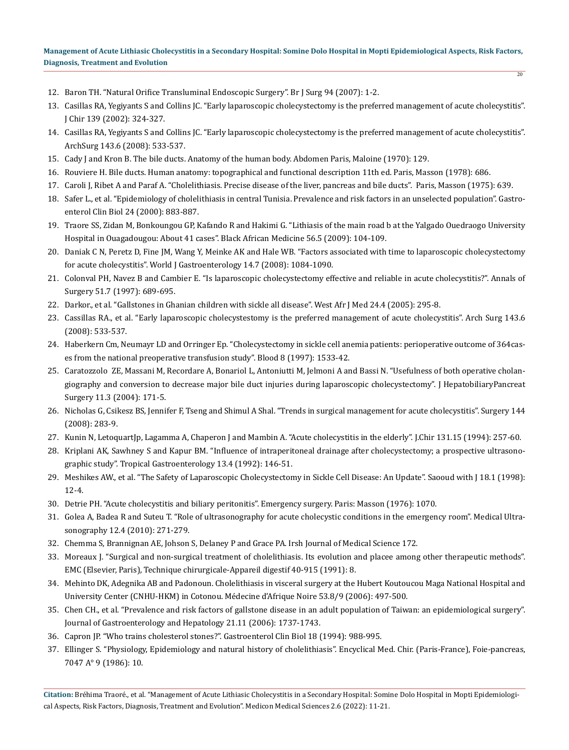12. Baron TH. "Natural Orifice Transluminal Endoscopic Surgery". Br J Surg 94 (2007): 1-2.
13. Casillas RA, Yegiyants S and Collins JC. "Early laparoscopic cholecystectomy is the preferred management of acute cholecystitis". J Chir 139 (2002): 324-327.
14. Casillas RA, Yegiyants S and Collins JC. "Early laparoscopic cholecystectomy is the preferred management of acute cholecystitis". ArchSurg 143.6 (2008): 533-537.
15. Cady J and Kron B. The bile ducts. Anatomy of the human body. Abdomen Paris, Maloine (1970): 129.
16. Rouviere H. Bile ducts. Human anatomy: topographical and functional description 11th ed. Paris, Masson (1978): 686.
17. Caroli J, Ribet A and Paraf A. "Cholelithiasis. Precise disease of the liver, pancreas and bile ducts". Paris, Masson (1975): 639.
18. Safer L., et al. "Epidemiology of cholelithiasis in central Tunisia. Prevalence and risk factors in an unselected population". Gastroenterol Clin Biol 24 (2000): 883-887.
19. Traore SS, Zidan M, Bonkoungou GP, Kafando R and Hakimi G. "Lithiasis of the main road b at the Yalgado Ouedraogo University Hospital in Ouagadougou: About 41 cases". Black African Medicine 56.5 (2009): 104-109.
20. Daniak C N, Peretz D, Fine JM, Wang Y, Meinke AK and Hale WB. "Factors associated with time to laparoscopic cholecystectomy for acute cholecystitis". World J Gastroenterology 14.7 (2008): 1084-1090.
21. Colonval PH, Navez B and Cambier E. "Is laparoscopic cholecystectomy effective and reliable in acute cholecystitis?". Annals of Surgery 51.7 (1997): 689-695.
22. Darkor., et al. "Gallstones in Ghanian children with sickle all disease". West Afr J Med 24.4 (2005): 295-8.
23. Cassillas RA., et al. "Early laparoscopic cholecystestomy is the preferred management of acute cholecystitis". Arch Surg 143.6 (2008): 533-537.
24. Haberkern Cm, Neumayr LD and Orringer Ep. "Cholecystectomy in sickle cell anemia patients: perioperative outcome of 364cases from the national preoperative transfusion study". Blood 8 (1997): 1533-42.
25. Caratozzolo ZE, Massani M, Recordare A, Bonariol L, Antoniutti M, Jelmoni A and Bassi N. "Usefulness of both operative cholangiography and conversion to decrease major bile duct injuries during laparoscopic cholecystectomy". J HepatobiliaryPancreat Surgery 11.3 (2004): 171-5.
26. Nicholas G, Csikesz BS, Jennifer F, Tseng and Shimul A Shal. "Trends in surgical management for acute cholecystitis". Surgery 144 (2008): 283-9.
27. Kunin N, LetoquartJp, Lagamma A, Chaperon J and Mambin A. "Acute cholecystitis in the elderly". J.Chir 131.15 (1994): 257-60.
28. Kriplani AK, Sawhney S and Kapur BM. "Influence of intraperitoneal drainage after cholecystectomy; a prospective ultrasonographic study". Tropical Gastroenterology 13.4 (1992): 146-51.
29. Meshikes AW., et al. "The Safety of Laparoscopic Cholecystectomy in Sickle Cell Disease: An Update". Saooud with J 18.1 (1998): 12-4.
30. Detrie PH. "Acute cholecystitis and biliary peritonitis". Emergency surgery. Paris: Masson (1976): 1070.
31. Golea A, Badea R and Suteu T. "Role of ultrasonography for acute cholecystic conditions in the emergency room". Medical Ultrasonography 12.4 (2010): 271-279.
32. Chemma S, Brannignan AE, Johson S, Delaney P and Grace PA. Irsh Journal of Medical Science 172.
33. Moreaux J. "Surgical and non-surgical treatment of cholelithiasis. Its evolution and placee among other therapeutic methods". EMC (Elsevier, Paris), Technique chirurgicale-Appareil digestif 40-915 (1991): 8.
34. Mehinto DK, Adegnika AB and Padonoun. Cholelithiasis in visceral surgery at the Hubert Koutoucou Maga National Hospital and University Center (CNHU-HKM) in Cotonou. Médecine d'Afrique Noire 53.8/9 (2006): 497-500.
35. Chen CH., et al. "Prevalence and risk factors of gallstone disease in an adult population of Taiwan: an epidemiological surgery". Journal of Gastroenterology and Hepatology 21.11 (2006): 1737-1743.
36. Capron JP. "Who trains cholesterol stones?". Gastroenterol Clin Biol 18 (1994): 988-995.
37. Ellinger S. "Physiology, Epidemiology and natural history of cholelithiasis". Encyclical Med. Chir. (Paris-France), Foie-pancreas, 7047 A° 9 (1986): 10.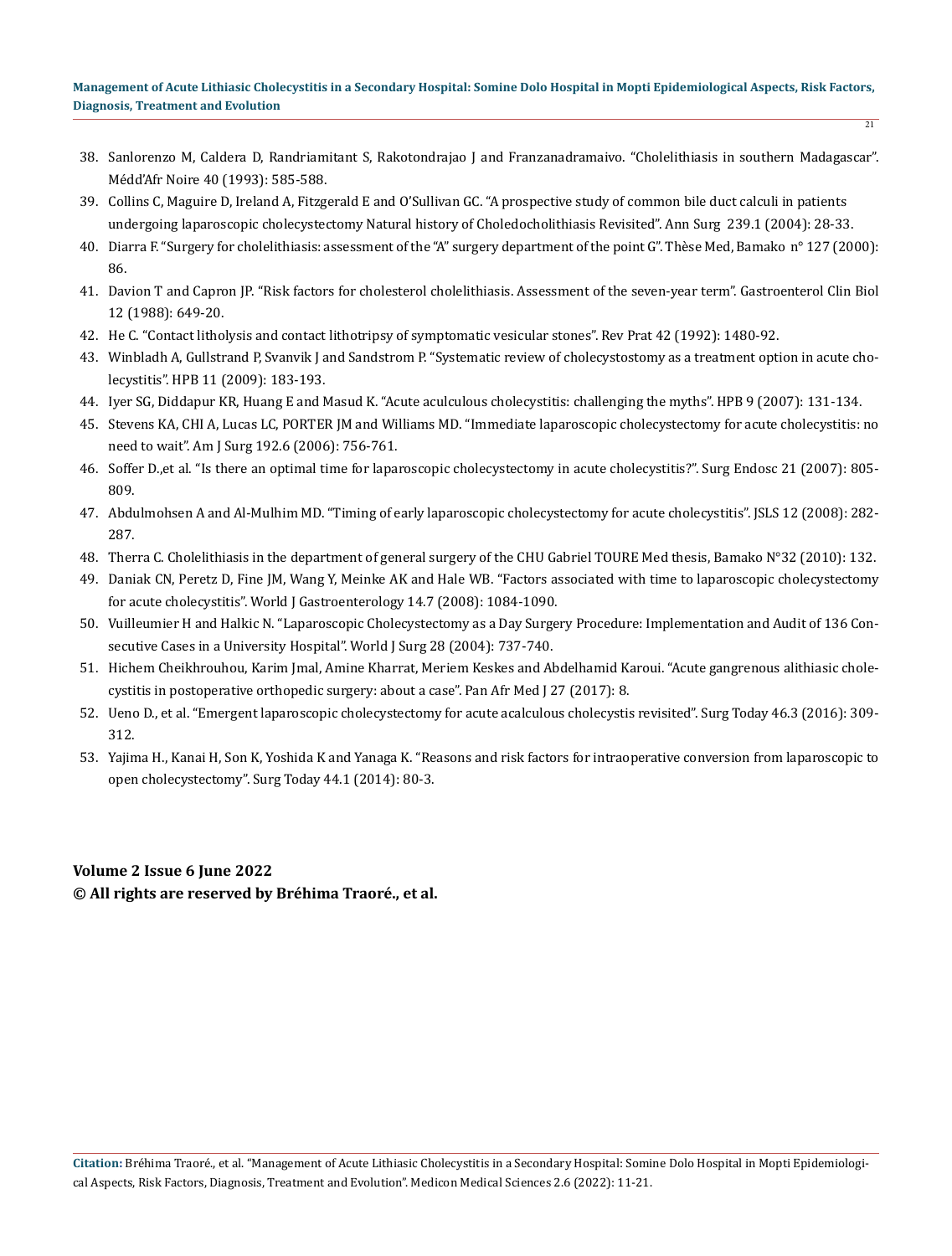38. Sanlorenzo M, Caldera D, Randriamitant S, Rakotondrajao J and Franzanadramaivo. "Cholelithiasis in southern Madagascar". Médd'Afr Noire 40 (1993): 585-588.
39. Collins C, Maguire D, Ireland A, Fitzgerald E and O'Sullivan GC. "A prospective study of common bile duct calculi in patients undergoing laparoscopic cholecystectomy Natural history of Choledocholithiasis Revisited". Ann Surg 239.1 (2004): 28-33.
40. Diarra F. "Surgery for cholelithiasis: assessment of the "A" surgery department of the point G". Thèse Med, Bamako n° 127 (2000): 86.
41. Davion T and Capron JP. "Risk factors for cholesterol cholelithiasis. Assessment of the seven-year term". Gastroenterol Clin Biol 12 (1988): 649-20.
42. He C. "Contact litholysis and contact lithotripsy of symptomatic vesicular stones". Rev Prat 42 (1992): 1480-92.
43. Winbladh A, Gullstrand P, Svanvik J and Sandstrom P. "Systematic review of cholecystostomy as a treatment option in acute cholecystitis". HPB 11 (2009): 183-193.
44. Iyer SG, Diddapur KR, Huang E and Masud K. "Acute aculculous cholecystitis: challenging the myths". HPB 9 (2007): 131-134.
45. Stevens KA, CHI A, Lucas LC, PORTER JM and Williams MD. "Immediate laparoscopic cholecystectomy for acute cholecystitis: no need to wait". Am J Surg 192.6 (2006): 756-761.
46. Soffer D.,et al. "Is there an optimal time for laparoscopic cholecystectomy in acute cholecystitis?". Surg Endosc 21 (2007): 805-809.
47. Abdulmohsen A and Al-Mulhim MD. "Timing of early laparoscopic cholecystectomy for acute cholecystitis". JSLS 12 (2008): 282-287.
48. Therra C. Cholelithiasis in the department of general surgery of the CHU Gabriel TOURE Med thesis, Bamako N°32 (2010): 132.
49. Daniak CN, Peretz D, Fine JM, Wang Y, Meinke AK and Hale WB. "Factors associated with time to laparoscopic cholecystectomy for acute cholecystitis". World J Gastroenterology 14.7 (2008): 1084-1090.
50. Vuilleumier H and Halkic N. "Laparoscopic Cholecystectomy as a Day Surgery Procedure: Implementation and Audit of 136 Consecutive Cases in a University Hospital". World J Surg 28 (2004): 737-740.
51. Hichem Cheikhrouhou, Karim Jmal, Amine Kharrat, Meriem Keskes and Abdelhamid Karoui. "Acute gangrenous alithiasic cholecystitis in postoperative orthopedic surgery: about a case". Pan Afr Med J 27 (2017): 8.
52. Ueno D., et al. "Emergent laparoscopic cholecystectomy for acute acalculous cholecystis revisited". Surg Today 46.3 (2016): 309-312.
53. Yajima H., Kanai H, Son K, Yoshida K and Yanaga K. "Reasons and risk factors for intraoperative conversion from laparoscopic to open cholecystectomy". Surg Today 44.1 (2014): 80-3.

**Volume 2 Issue 6 June 2022**
**© All rights are reserved by Bréhima Traoré., et al.**